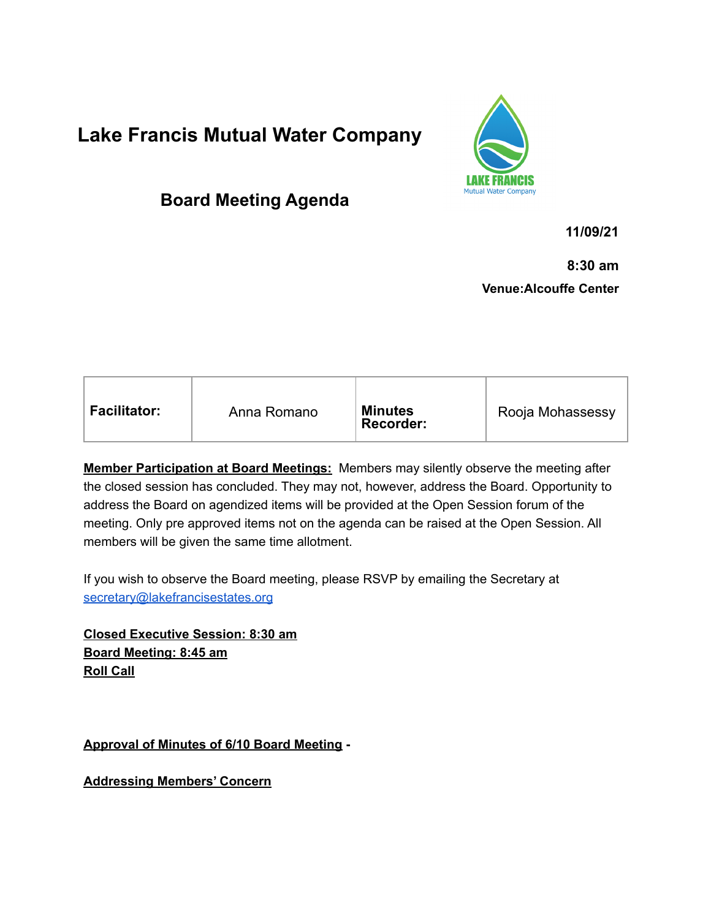# Lake Francis Mutual Water Company

## Board Meeting Agenda

**11/09/21**

**8:30 am**

**Venue:Alcouffe Center**

| **Facilitator:** | Anna Romano | **Minutes Recorder:** | Rooja Mohassessy |
|---|---|---|---|

**Member Participation at Board Meetings:** Members may silently observe the meeting after the closed session has concluded. They may not, however, address the Board. Opportunity to address the Board on agendized items will be provided at the Open Session forum of the meeting. Only pre approved items not on the agenda can be raised at the Open Session. All members will be given the same time allotment.

If you wish to observe the Board meeting, please RSVP by emailing the Secretary at secretary@lakefrancisestates.org

**Closed Executive Session: 8:30 am**
**Board Meeting: 8:45 am**
**Roll Call**

**Approval of Minutes of 6/10 Board Meeting -**

**Addressing Members' Concern**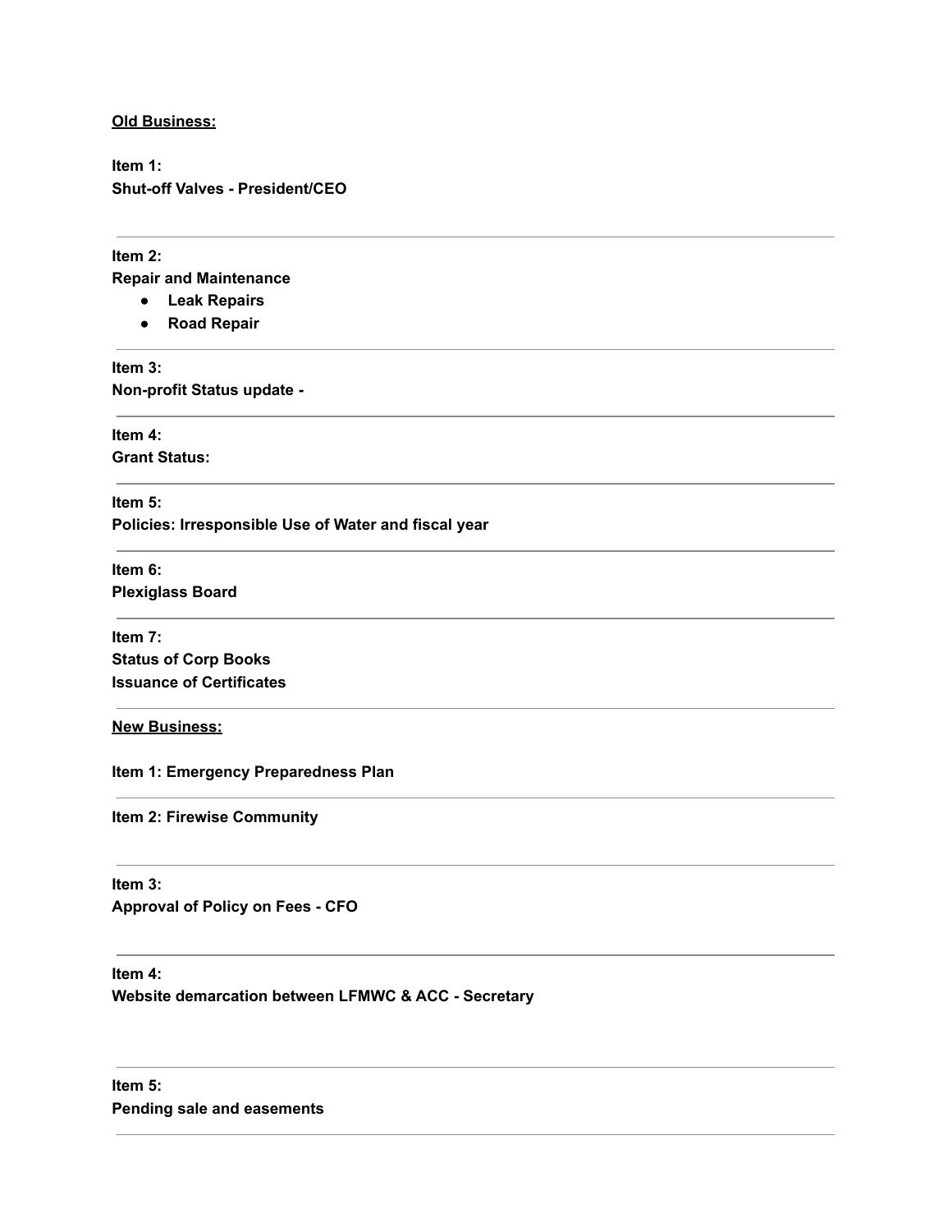**<u>Old Business:</u>**

**Item 1:**
**Shut-off Valves - President/CEO**

---

**Item 2:**
**Repair and Maintenance**

- **Leak Repairs**
- **Road Repair**

---

**Item 3:**
**Non-profit Status update -**

---

**Item 4:**
**Grant Status:**

---

**Item 5:**
**Policies: Irresponsible Use of Water and fiscal year**

---

**Item 6:**
**Plexiglass Board**

---

**Item 7:**
**Status of Corp Books**
**Issuance of Certificates**

---

**<u>New Business:</u>**

**Item 1: Emergency Preparedness Plan**

---

**Item 2: Firewise Community**

---

**Item 3:**
**Approval of Policy on Fees - CFO**

---

**Item 4:**
**Website demarcation between LFMWC & ACC - Secretary**

---

**Item 5:**
**Pending sale and easements**

---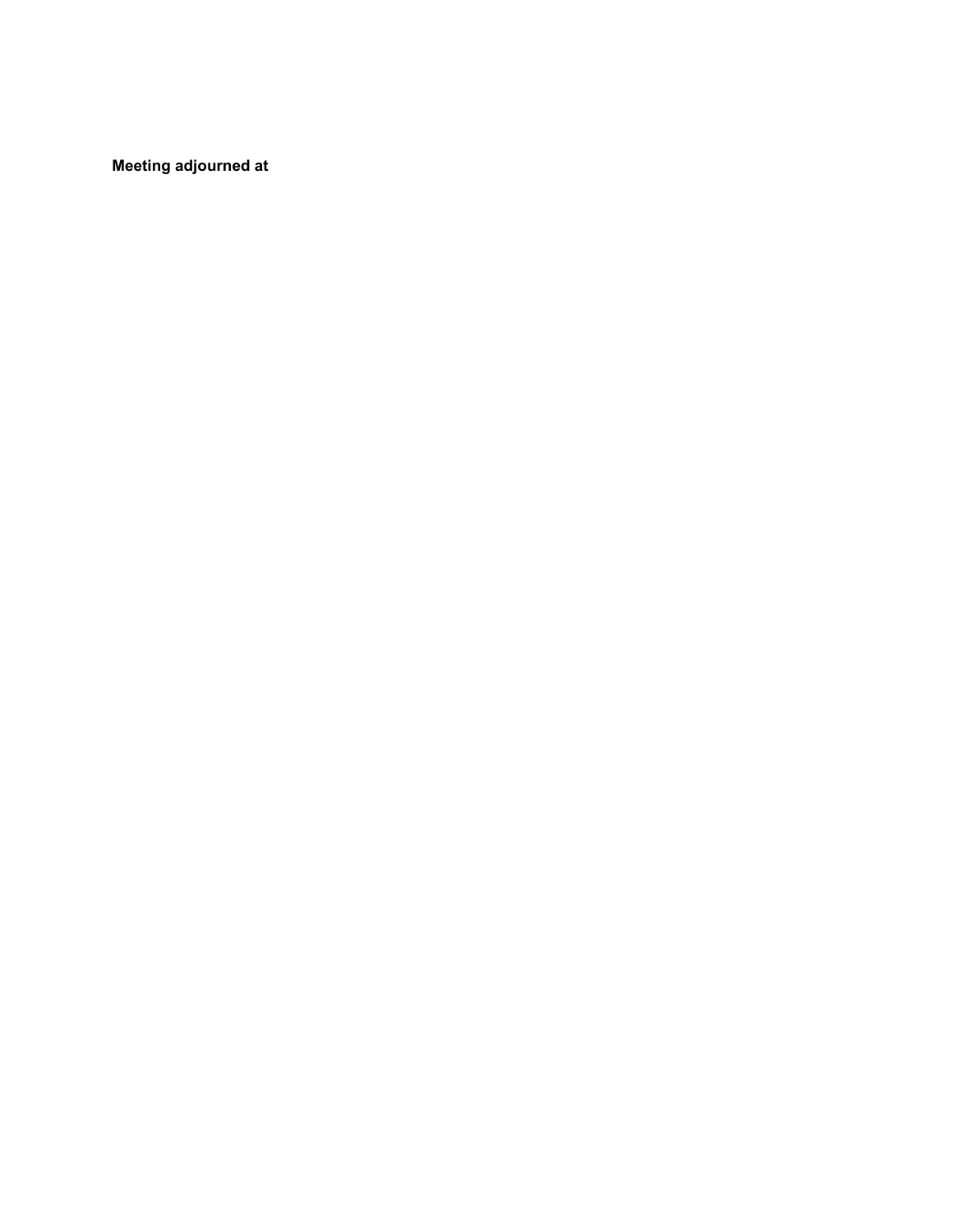**Meeting adjourned at**